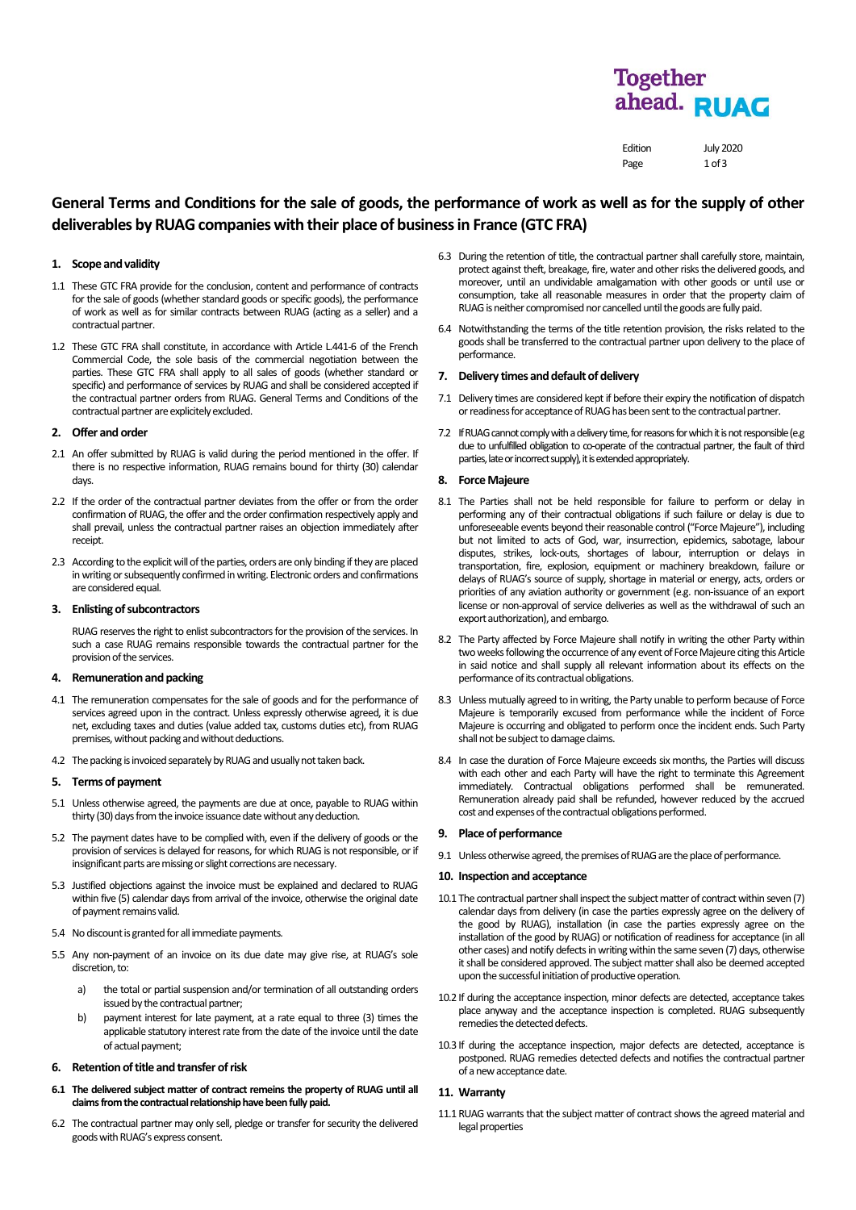# General Terms and Conditions for the sale of goods, the performance of work as well as for the supply of other deliverables by RUAG companies with their place of business in France (GTC FRA)

## 1. Scope and validity

1.1 These GTC FRA provide for the conclusion, content and performance of contracts for the sale of goods (whether standard goods or specific goods), the performance of work as well as for similar contracts between RUAG (acting as a seller) and a contractual partner.

1.2 These GTC FRA shall constitute, in accordance with Article L.441-6 of the French Commercial Code, the sole basis of the commercial negotiation between the parties. These GTC FRA shall apply to all sales of goods (whether standard or specific) and performance of services by RUAG and shall be considered accepted if the contractual partner orders from RUAG. General Terms and Conditions of the contractual partner are explicitely excluded.

## 2. Offer and order

2.1 An offer submitted by RUAG is valid during the period mentioned in the offer. If there is no respective information, RUAG remains bound for thirty (30) calendar days.

2.2 If the order of the contractual partner deviates from the offer or from the order confirmation of RUAG, the offer and the order confirmation respectively apply and shall prevail, unless the contractual partner raises an objection immediately after receipt.

2.3 According to the explicit will of the parties, orders are only binding if they are placed in writing or subsequently confirmed in writing. Electronic orders and confirmations are considered equal.

## 3. Enlisting of subcontractors

RUAG reserves the right to enlist subcontractors for the provision of the services. In such a case RUAG remains responsible towards the contractual partner for the provision of the services.

## 4. Remuneration and packing

4.1 The remuneration compensates for the sale of goods and for the performance of services agreed upon in the contract. Unless expressly otherwise agreed, it is due net, excluding taxes and duties (value added tax, customs duties etc), from RUAG premises, without packing and without deductions.

4.2 The packing is invoiced separately by RUAG and usually not taken back.

## 5. Terms of payment

5.1 Unless otherwise agreed, the payments are due at once, payable to RUAG within thirty (30) days from the invoice issuance date without any deduction.

5.2 The payment dates have to be complied with, even if the delivery of goods or the provision of services is delayed for reasons, for which RUAG is not responsible, or if insignificant parts are missing or slight corrections are necessary.

5.3 Justified objections against the invoice must be explained and declared to RUAG within five (5) calendar days from arrival of the invoice, otherwise the original date of payment remains valid.

5.4 No discount is granted for all immediate payments.

5.5 Any non-payment of an invoice on its due date may give rise, at RUAG's sole discretion, to:

a) the total or partial suspension and/or termination of all outstanding orders issued by the contractual partner;

b) payment interest for late payment, at a rate equal to three (3) times the applicable statutory interest rate from the date of the invoice until the date of actual payment;

## 6. Retention of title and transfer of risk

**6.1 The delivered subject matter of contract remeins the property of RUAG until all claims from the contractual relationship have been fully paid.**

6.2 The contractual partner may only sell, pledge or transfer for security the delivered goods with RUAG's express consent.

6.3 During the retention of title, the contractual partner shall carefully store, maintain, protect against theft, breakage, fire, water and other risks the delivered goods, and moreover, until an undividable amalgamation with other goods or until use or consumption, take all reasonable measures in order that the property claim of RUAG is neither compromised nor cancelled until the goods are fully paid.

6.4 Notwithstanding the terms of the title retention provision, the risks related to the goods shall be transferred to the contractual partner upon delivery to the place of performance.

## 7. Delivery times and default of delivery

7.1 Delivery times are considered kept if before their expiry the notification of dispatch or readiness for acceptance of RUAG has been sent to the contractual partner.

7.2 If RUAG cannot comply with a delivery time, for reasons for which it is not responsible (e.g due to unfulfilled obligation to co-operate of the contractual partner, the fault of third parties, late or incorrect supply), it is extended appropriately.

## 8. Force Majeure

8.1 The Parties shall not be held responsible for failure to perform or delay in performing any of their contractual obligations if such failure or delay is due to unforeseeable events beyond their reasonable control ("Force Majeure"), including but not limited to acts of God, war, insurrection, epidemics, sabotage, labour disputes, strikes, lock-outs, shortages of labour, interruption or delays in transportation, fire, explosion, equipment or machinery breakdown, failure or delays of RUAG's source of supply, shortage in material or energy, acts, orders or priorities of any aviation authority or government (e.g. non-issuance of an export license or non-approval of service deliveries as well as the withdrawal of such an export authorization), and embargo.

8.2 The Party affected by Force Majeure shall notify in writing the other Party within two weeks following the occurrence of any event of Force Majeure citing this Article in said notice and shall supply all relevant information about its effects on the performance of its contractual obligations.

8.3 Unless mutually agreed to in writing, the Party unable to perform because of Force Majeure is temporarily excused from performance while the incident of Force Majeure is occurring and obligated to perform once the incident ends. Such Party shall not be subject to damage claims.

8.4 In case the duration of Force Majeure exceeds six months, the Parties will discuss with each other and each Party will have the right to terminate this Agreement immediately. Contractual obligations performed shall be remunerated. Remuneration already paid shall be refunded, however reduced by the accrued cost and expenses of the contractual obligations performed.

## 9. Place of performance

9.1 Unless otherwise agreed, the premises of RUAG are the place of performance.

## 10. Inspection and acceptance

10.1 The contractual partner shall inspect the subject matter of contract within seven (7) calendar days from delivery (in case the parties expressly agree on the delivery of the good by RUAG), installation (in case the parties expressly agree on the installation of the good by RUAG) or notification of readiness for acceptance (in all other cases) and notify defects in writing within the same seven (7) days, otherwise it shall be considered approved. The subject matter shall also be deemed accepted upon the successful initiation of productive operation.

10.2 If during the acceptance inspection, minor defects are detected, acceptance takes place anyway and the acceptance inspection is completed. RUAG subsequently remedies the detected defects.

10.3 If during the acceptance inspection, major defects are detected, acceptance is postponed. RUAG remedies detected defects and notifies the contractual partner of a new acceptance date.

## 11. Warranty

11.1 RUAG warrants that the subject matter of contract shows the agreed material and legal properties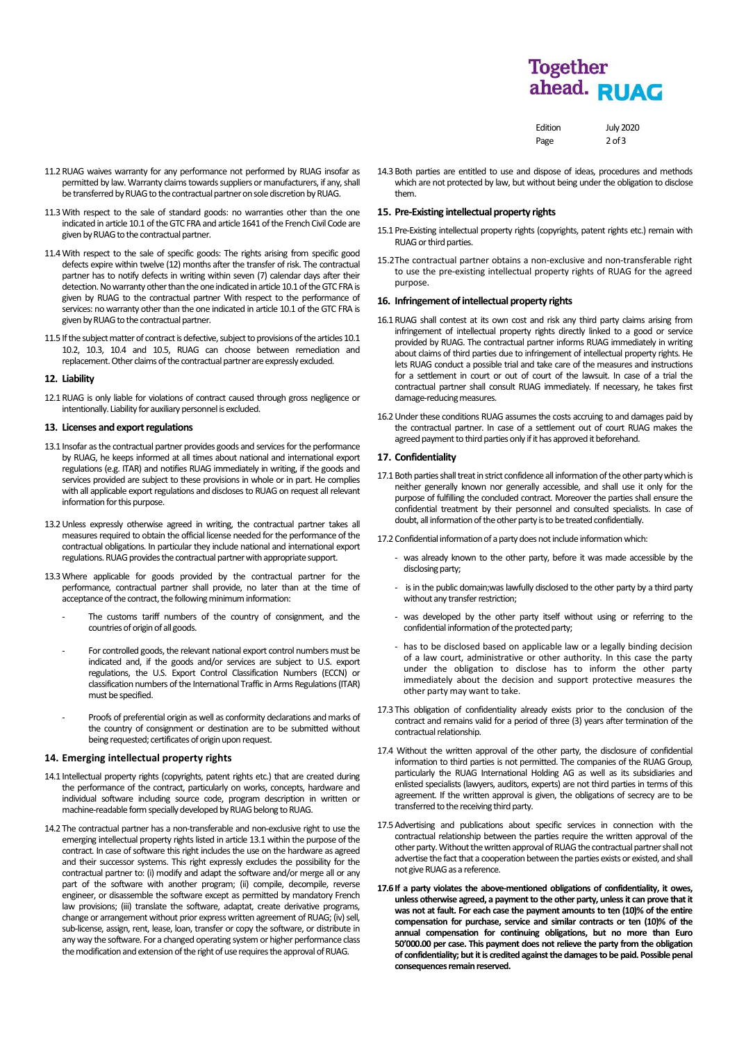11.2 RUAG waives warranty for any performance not performed by RUAG insofar as permitted by law. Warranty claims towards suppliers or manufacturers, if any, shall be transferred by RUAG to the contractual partner on sole discretion by RUAG.

11.3 With respect to the sale of standard goods: no warranties other than the one indicated in article 10.1 of the GTC FRA and article 1641 of the French Civil Code are given by RUAG to the contractual partner.

11.4 With respect to the sale of specific goods: The rights arising from specific good defects expire within twelve (12) months after the transfer of risk. The contractual partner has to notify defects in writing within seven (7) calendar days after their detection. No warranty other than the one indicated in article 10.1 of the GTC FRA is given by RUAG to the contractual partner With respect to the performance of services: no warranty other than the one indicated in article 10.1 of the GTC FRA is given by RUAG to the contractual partner.

11.5 If the subject matter of contract is defective, subject to provisions of the articles 10.1 10.2, 10.3, 10.4 and 10.5, RUAG can choose between remediation and replacement. Other claims of the contractual partner are expressly excluded.

## 12. Liability

12.1 RUAG is only liable for violations of contract caused through gross negligence or intentionally. Liability for auxiliary personnel is excluded.

## 13. Licenses and export regulations

13.1 Insofar as the contractual partner provides goods and services for the performance by RUAG, he keeps informed at all times about national and international export regulations (e.g. ITAR) and notifies RUAG immediately in writing, if the goods and services provided are subject to these provisions in whole or in part. He complies with all applicable export regulations and discloses to RUAG on request all relevant information for this purpose.

13.2 Unless expressly otherwise agreed in writing, the contractual partner takes all measures required to obtain the official license needed for the performance of the contractual obligations. In particular they include national and international export regulations. RUAG provides the contractual partner with appropriate support.

13.3 Where applicable for goods provided by the contractual partner for the performance, contractual partner shall provide, no later than at the time of acceptance of the contract, the following minimum information:

- The customs tariff numbers of the country of consignment, and the countries of origin of all goods.
- For controlled goods, the relevant national export control numbers must be indicated and, if the goods and/or services are subject to U.S. export regulations, the U.S. Export Control Classification Numbers (ECCN) or classification numbers of the International Traffic in Arms Regulations (ITAR) must be specified.
- Proofs of preferential origin as well as conformity declarations and marks of the country of consignment or destination are to be submitted without being requested; certificates of origin upon request.

## 14. Emerging intellectual property rights

14.1 Intellectual property rights (copyrights, patent rights etc.) that are created during the performance of the contract, particularly on works, concepts, hardware and individual software including source code, program description in written or machine-readable form specially developed by RUAG belong to RUAG.

14.2 The contractual partner has a non-transferable and non-exclusive right to use the emerging intellectual property rights listed in article 13.1 within the purpose of the contract. In case of software this right includes the use on the hardware as agreed and their successor systems. This right expressly excludes the possibility for the contractual partner to: (i) modify and adapt the software and/or merge all or any part of the software with another program; (ii) compile, decompile, reverse engineer, or disassemble the software except as permitted by mandatory French law provisions; (iii) translate the software, adaptat, create derivative programs, change or arrangement without prior express written agreement of RUAG; (iv) sell, sub-license, assign, rent, lease, loan, transfer or copy the software, or distribute in any way the software. For a changed operating system or higher performance class the modification and extension of the right of use requires the approval of RUAG.

14.3 Both parties are entitled to use and dispose of ideas, procedures and methods which are not protected by law, but without being under the obligation to disclose them.

## 15. Pre-Existing intellectual property rights

15.1 Pre-Existing intellectual property rights (copyrights, patent rights etc.) remain with RUAG or third parties.

15.2 The contractual partner obtains a non-exclusive and non-transferable right to use the pre-existing intellectual property rights of RUAG for the agreed purpose.

## 16. Infringement of intellectual property rights

16.1 RUAG shall contest at its own cost and risk any third party claims arising from infringement of intellectual property rights directly linked to a good or service provided by RUAG. The contractual partner informs RUAG immediately in writing about claims of third parties due to infringement of intellectual property rights. He lets RUAG conduct a possible trial and take care of the measures and instructions for a settlement in court or out of court of the lawsuit. In case of a trial the contractual partner shall consult RUAG immediately. If necessary, he takes first damage-reducing measures.

16.2 Under these conditions RUAG assumes the costs accruing to and damages paid by the contractual partner. In case of a settlement out of court RUAG makes the agreed payment to third parties only if it has approved it beforehand.

## 17. Confidentiality

17.1 Both parties shall treat in strict confidence all information of the other party which is neither generally known nor generally accessible, and shall use it only for the purpose of fulfilling the concluded contract. Moreover the parties shall ensure the confidential treatment by their personnel and consulted specialists. In case of doubt, all information of the other party is to be treated confidentially.

17.2 Confidential information of a party does not include information which:

- was already known to the other party, before it was made accessible by the disclosing party;
- is in the public domain;was lawfully disclosed to the other party by a third party without any transfer restriction;
- was developed by the other party itself without using or referring to the confidential information of the protected party;
- has to be disclosed based on applicable law or a legally binding decision of a law court, administrative or other authority. In this case the party under the obligation to disclose has to inform the other party immediately about the decision and support protective measures the other party may want to take.

17.3 This obligation of confidentiality already exists prior to the conclusion of the contract and remains valid for a period of three (3) years after termination of the contractual relationship.

17.4 Without the written approval of the other party, the disclosure of confidential information to third parties is not permitted. The companies of the RUAG Group, particularly the RUAG International Holding AG as well as its subsidiaries and enlisted specialists (lawyers, auditors, experts) are not third parties in terms of this agreement. If the written approval is given, the obligations of secrecy are to be transferred to the receiving third party.

17.5 Advertising and publications about specific services in connection with the contractual relationship between the parties require the written approval of the other party. Without the written approval of RUAG the contractual partner shall not advertise the fact that a cooperation between the parties exists or existed, and shall not give RUAG as a reference.

**17.6 If a party violates the above-mentioned obligations of confidentiality, it owes, unless otherwise agreed, a payment to the other party, unless it can prove that it was not at fault. For each case the payment amounts to ten (10)% of the entire compensation for purchase, service and similar contracts or ten (10)% of the annual compensation for continuing obligations, but no more than Euro 50'000.00 per case. This payment does not relieve the party from the obligation of confidentiality; but it is credited against the damages to be paid. Possible penal consequences remain reserved.**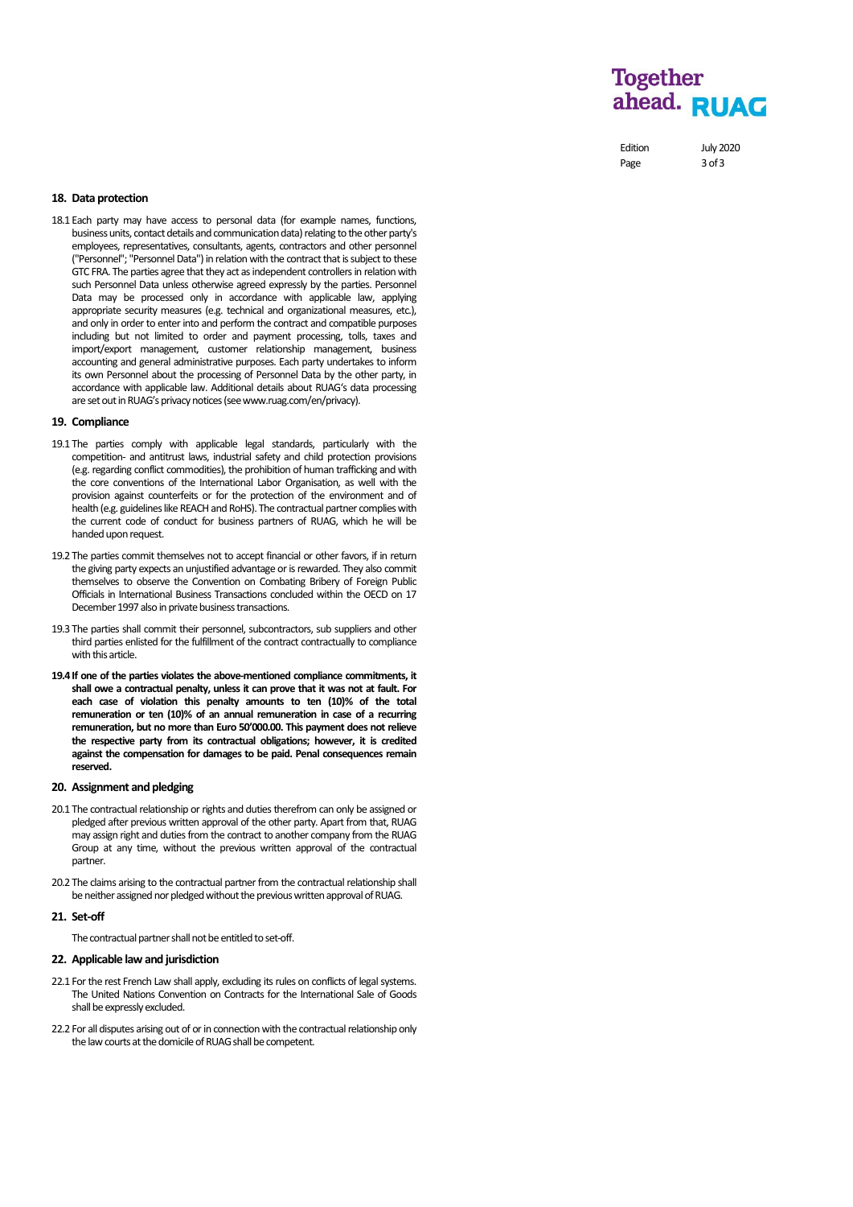## 18. Data protection

18.1 Each party may have access to personal data (for example names, functions, business units, contact details and communication data) relating to the other party's employees, representatives, consultants, agents, contractors and other personnel ("Personnel"; "Personnel Data") in relation with the contract that is subject to these GTC FRA. The parties agree that they act as independent controllers in relation with such Personnel Data unless otherwise agreed expressly by the parties. Personnel Data may be processed only in accordance with applicable law, applying appropriate security measures (e.g. technical and organizational measures, etc.), and only in order to enter into and perform the contract and compatible purposes including but not limited to order and payment processing, tolls, taxes and import/export management, customer relationship management, business accounting and general administrative purposes. Each party undertakes to inform its own Personnel about the processing of Personnel Data by the other party, in accordance with applicable law. Additional details about RUAG's data processing are set out in RUAG's privacy notices (see www.ruag.com/en/privacy).

## 19. Compliance

19.1 The parties comply with applicable legal standards, particularly with the competition- and antitrust laws, industrial safety and child protection provisions (e.g. regarding conflict commodities), the prohibition of human trafficking and with the core conventions of the International Labor Organisation, as well with the provision against counterfeits or for the protection of the environment and of health (e.g. guidelines like REACH and RoHS). The contractual partner complies with the current code of conduct for business partners of RUAG, which he will be handed upon request.

19.2 The parties commit themselves not to accept financial or other favors, if in return the giving party expects an unjustified advantage or is rewarded. They also commit themselves to observe the Convention on Combating Bribery of Foreign Public Officials in International Business Transactions concluded within the OECD on 17 December 1997 also in private business transactions.

19.3 The parties shall commit their personnel, subcontractors, sub suppliers and other third parties enlisted for the fulfillment of the contract contractually to compliance with this article.

**19.4 If one of the parties violates the above-mentioned compliance commitments, it shall owe a contractual penalty, unless it can prove that it was not at fault. For each case of violation this penalty amounts to ten (10)% of the total remuneration or ten (10)% of an annual remuneration in case of a recurring remuneration, but no more than Euro 50'000.00. This payment does not relieve the respective party from its contractual obligations; however, it is credited against the compensation for damages to be paid. Penal consequences remain reserved.**

## 20. Assignment and pledging

20.1 The contractual relationship or rights and duties therefrom can only be assigned or pledged after previous written approval of the other party. Apart from that, RUAG may assign right and duties from the contract to another company from the RUAG Group at any time, without the previous written approval of the contractual partner.

20.2 The claims arising to the contractual partner from the contractual relationship shall be neither assigned nor pledged without the previous written approval of RUAG.

## 21. Set-off

The contractual partner shall not be entitled to set-off.

## 22. Applicable law and jurisdiction

22.1 For the rest French Law shall apply, excluding its rules on conflicts of legal systems. The United Nations Convention on Contracts for the International Sale of Goods shall be expressly excluded.

22.2 For all disputes arising out of or in connection with the contractual relationship only the law courts at the domicile of RUAG shall be competent.